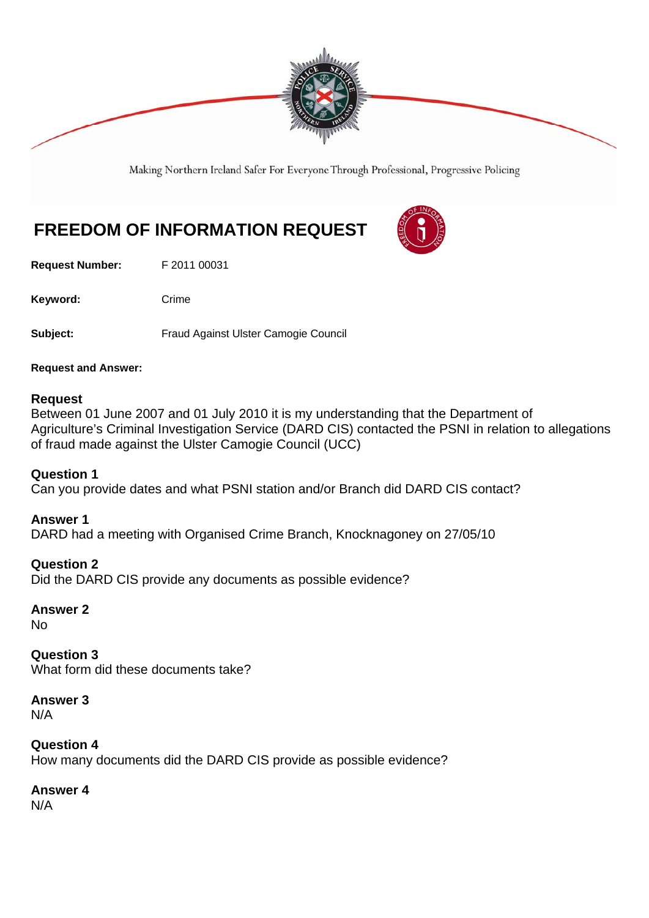Making Northern Ireland Safer For Everyone Through Professional, Progressive Policing

# FREEDOM OF INFORMATION REQUEST

**Request Number:** F 2011 00031

**Keyword:** Crime

**Subject:** Fraud Against Ulster Camogie Council

**Request and Answer:**

**Request**
Between 01 June 2007 and 01 July 2010 it is my understanding that the Department of Agriculture's Criminal Investigation Service (DARD CIS) contacted the PSNI in relation to allegations of fraud made against the Ulster Camogie Council (UCC)

**Question 1**
Can you provide dates and what PSNI station and/or Branch did DARD CIS contact?

**Answer 1**
DARD had a meeting with Organised Crime Branch, Knocknagoney on 27/05/10

**Question 2**
Did the DARD CIS provide any documents as possible evidence?

**Answer 2**
No

**Question 3**
What form did these documents take?

**Answer 3**
N/A

**Question 4**
How many documents did the DARD CIS provide as possible evidence?

**Answer 4**
N/A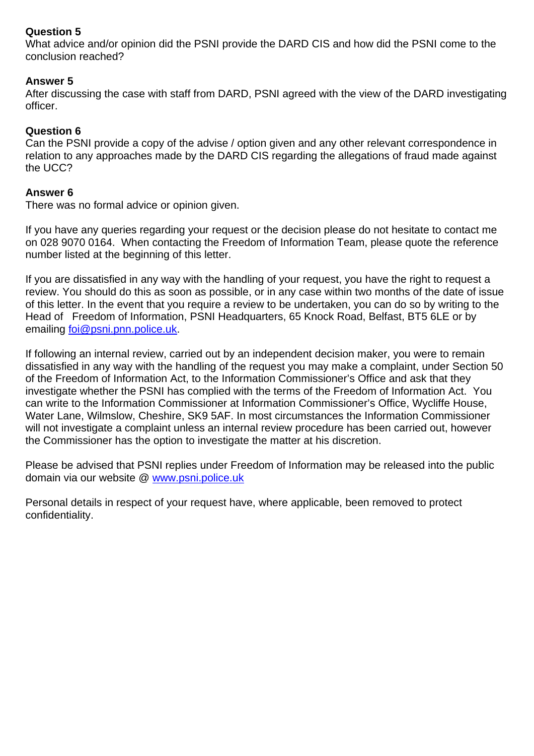**Question 5**
What advice and/or opinion did the PSNI provide the DARD CIS and how did the PSNI come to the conclusion reached?

**Answer 5**
After discussing the case with staff from DARD, PSNI agreed with the view of the DARD investigating officer.

**Question 6**
Can the PSNI provide a copy of the advise / option given and any other relevant correspondence in relation to any approaches made by the DARD CIS regarding the allegations of fraud made against the UCC?

**Answer 6**
There was no formal advice or opinion given.

If you have any queries regarding your request or the decision please do not hesitate to contact me on 028 9070 0164. When contacting the Freedom of Information Team, please quote the reference number listed at the beginning of this letter.

If you are dissatisfied in any way with the handling of your request, you have the right to request a review. You should do this as soon as possible, or in any case within two months of the date of issue of this letter. In the event that you require a review to be undertaken, you can do so by writing to the Head of Freedom of Information, PSNI Headquarters, 65 Knock Road, Belfast, BT5 6LE or by emailing foi@psni.pnn.police.uk.

If following an internal review, carried out by an independent decision maker, you were to remain dissatisfied in any way with the handling of the request you may make a complaint, under Section 50 of the Freedom of Information Act, to the Information Commissioner's Office and ask that they investigate whether the PSNI has complied with the terms of the Freedom of Information Act. You can write to the Information Commissioner at Information Commissioner's Office, Wycliffe House, Water Lane, Wilmslow, Cheshire, SK9 5AF. In most circumstances the Information Commissioner will not investigate a complaint unless an internal review procedure has been carried out, however the Commissioner has the option to investigate the matter at his discretion.

Please be advised that PSNI replies under Freedom of Information may be released into the public domain via our website @ www.psni.police.uk

Personal details in respect of your request have, where applicable, been removed to protect confidentiality.